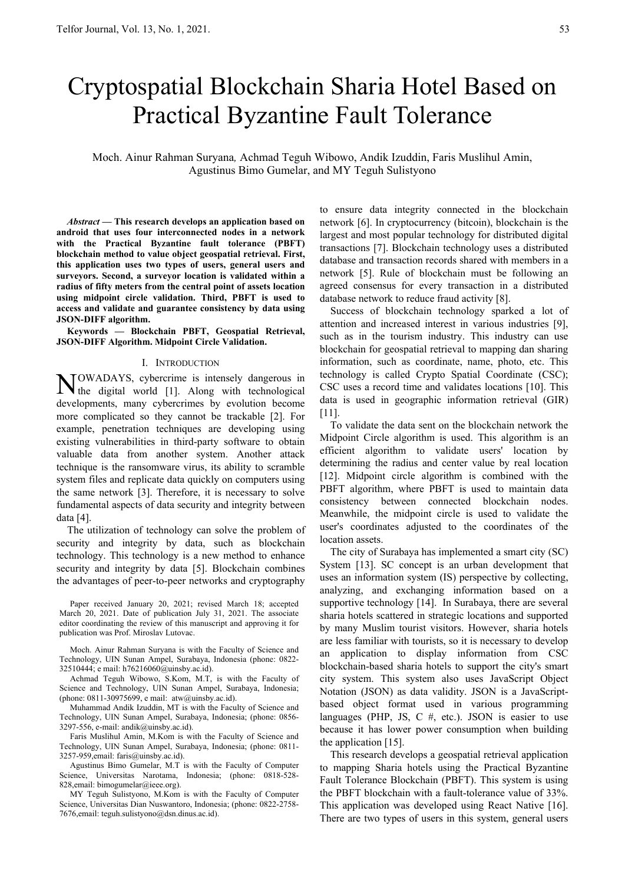# Cryptospatial Blockchain Sharia Hotel Based on Practical Byzantine Fault Tolerance

Moch. Ainur Rahman Suryana, Achmad Teguh Wibowo, Andik Izuddin, Faris Muslihul Amin, Agustinus Bimo Gumelar, and MY Teguh Sulistyono

***Abstract* — This research develops an application based on android that uses four interconnected nodes in a network with the Practical Byzantine fault tolerance (PBFT) blockchain method to value object geospatial retrieval. First, this application uses two types of users, general users and surveyors. Second, a surveyor location is validated within a radius of fifty meters from the central point of assets location using midpoint circle validation. Third, PBFT is used to access and validate and guarantee consistency by data using JSON-DIFF algorithm.**

**Keywords — Blockchain PBFT, Geospatial Retrieval, JSON-DIFF Algorithm. Midpoint Circle Validation.**

## I. Introduction

NOWADAYS, cybercrime is intensely dangerous in the digital world [1]. Along with technological developments, many cybercrimes by evolution become more complicated so they cannot be trackable [2]. For example, penetration techniques are developing using existing vulnerabilities in third-party software to obtain valuable data from another system. Another attack technique is the ransomware virus, its ability to scramble system files and replicate data quickly on computers using the same network [3]. Therefore, it is necessary to solve fundamental aspects of data security and integrity between data [4].

The utilization of technology can solve the problem of security and integrity by data, such as blockchain technology. This technology is a new method to enhance security and integrity by data [5]. Blockchain combines the advantages of peer-to-peer networks and cryptography to ensure data integrity connected in the blockchain network [6]. In cryptocurrency (bitcoin), blockchain is the largest and most popular technology for distributed digital transactions [7]. Blockchain technology uses a distributed database and transaction records shared with members in a network [5]. Rule of blockchain must be following an agreed consensus for every transaction in a distributed database network to reduce fraud activity [8].

Success of blockchain technology sparked a lot of attention and increased interest in various industries [9], such as in the tourism industry. This industry can use blockchain for geospatial retrieval to mapping dan sharing information, such as coordinate, name, photo, etc. This technology is called Crypto Spatial Coordinate (CSC); CSC uses a record time and validates locations [10]. This data is used in geographic information retrieval (GIR) [11].

To validate the data sent on the blockchain network the Midpoint Circle algorithm is used. This algorithm is an efficient algorithm to validate users' location by determining the radius and center value by real location [12]. Midpoint circle algorithm is combined with the PBFT algorithm, where PBFT is used to maintain data consistency between connected blockchain nodes. Meanwhile, the midpoint circle is used to validate the user's coordinates adjusted to the coordinates of the location assets.

The city of Surabaya has implemented a smart city (SC) System [13]. SC concept is an urban development that uses an information system (IS) perspective by collecting, analyzing, and exchanging information based on a supportive technology [14]. In Surabaya, there are several sharia hotels scattered in strategic locations and supported by many Muslim tourist visitors. However, sharia hotels are less familiar with tourists, so it is necessary to develop an application to display information from CSC blockchain-based sharia hotels to support the city's smart city system. This system also uses JavaScript Object Notation (JSON) as data validity. JSON is a JavaScript-based object format used in various programming languages (PHP, JS, C #, etc.). JSON is easier to use because it has lower power consumption when building the application [15].

This research develops a geospatial retrieval application to mapping Sharia hotels using the Practical Byzantine Fault Tolerance Blockchain (PBFT). This system is using the PBFT blockchain with a fault-tolerance value of 33%. This application was developed using React Native [16]. There are two types of users in this system, general users

Paper received January 20, 2021; revised March 18; accepted March 20, 2021. Date of publication July 31, 2021. The associate editor coordinating the review of this manuscript and approving it for publication was Prof. Miroslav Lutovac.

Moch. Ainur Rahman Suryana is with the Faculty of Science and Technology, UIN Sunan Ampel, Surabaya, Indonesia (phone: 0822-32510444; e mail: h76216060@uinsby.ac.id).

Achmad Teguh Wibowo, S.Kom, M.T, is with the Faculty of Science and Technology, UIN Sunan Ampel, Surabaya, Indonesia; (phone: 0811-30975699, e mail: atw@uinsby.ac.id).

Muhammad Andik Izuddin, MT is with the Faculty of Science and Technology, UIN Sunan Ampel, Surabaya, Indonesia; (phone: 0856-3297-556, e-mail: andik@uinsby.ac.id).

Faris Muslihul Amin, M.Kom is with the Faculty of Science and Technology, UIN Sunan Ampel, Surabaya, Indonesia; (phone: 0811-3257-959,email: faris@uinsby.ac.id).

Agustinus Bimo Gumelar, M.T is with the Faculty of Computer Science, Universitas Narotama, Indonesia; (phone: 0818-528-828,email: bimogumelar@ieee.org).

MY Teguh Sulistyono, M.Kom is with the Faculty of Computer Science, Universitas Dian Nuswantoro, Indonesia; (phone: 0822-2758-7676,email: teguh.sulistyono@dsn.dinus.ac.id).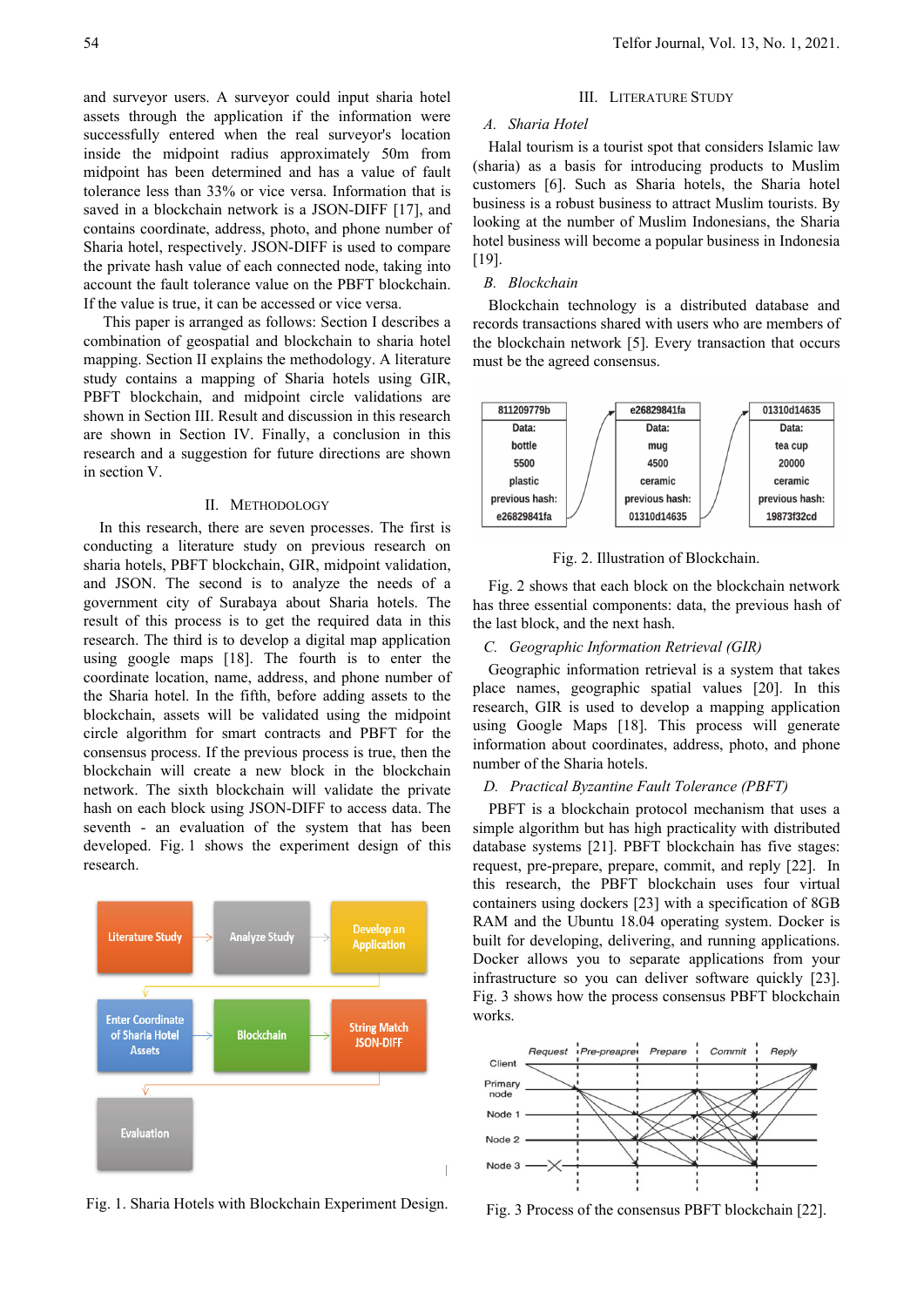and surveyor users. A surveyor could input sharia hotel assets through the application if the information were successfully entered when the real surveyor's location inside the midpoint radius approximately 50m from midpoint has been determined and has a value of fault tolerance less than 33% or vice versa. Information that is saved in a blockchain network is a JSON-DIFF [17], and contains coordinate, address, photo, and phone number of Sharia hotel, respectively. JSON-DIFF is used to compare the private hash value of each connected node, taking into account the fault tolerance value on the PBFT blockchain. If the value is true, it can be accessed or vice versa.

This paper is arranged as follows: Section I describes a combination of geospatial and blockchain to sharia hotel mapping. Section II explains the methodology. A literature study contains a mapping of Sharia hotels using GIR, PBFT blockchain, and midpoint circle validations are shown in Section III. Result and discussion in this research are shown in Section IV. Finally, a conclusion in this research and a suggestion for future directions are shown in section V.

## II. Methodology

In this research, there are seven processes. The first is conducting a literature study on previous research on sharia hotels, PBFT blockchain, GIR, midpoint validation, and JSON. The second is to analyze the needs of a government city of Surabaya about Sharia hotels. The result of this process is to get the required data in this research. The third is to develop a digital map application using google maps [18]. The fourth is to enter the coordinate location, name, address, and phone number of the Sharia hotel. In the fifth, before adding assets to the blockchain, assets will be validated using the midpoint circle algorithm for smart contracts and PBFT for the consensus process. If the previous process is true, then the blockchain will create a new block in the blockchain network. The sixth blockchain will validate the private hash on each block using JSON-DIFF to access data. The seventh - an evaluation of the system that has been developed. Fig. 1 shows the experiment design of this research.

Literature Study → Analyze Study → Develop an Application → Enter Coordinate of Sharia Hotel Assets → Blockchain → String Match JSON-DIFF → Evaluation

Fig. 1. Sharia Hotels with Blockchain Experiment Design.

## III. Literature Study

### A. Sharia Hotel

Halal tourism is a tourist spot that considers Islamic law (sharia) as a basis for introducing products to Muslim customers [6]. Such as Sharia hotels, the Sharia hotel business is a robust business to attract Muslim tourists. By looking at the number of Muslim Indonesians, the Sharia hotel business will become a popular business in Indonesia [19].

### B. Blockchain

Blockchain technology is a distributed database and records transactions shared with users who are members of the blockchain network [5]. Every transaction that occurs must be the agreed consensus.

| 811209779b | e26829841fa | 01310d14635 |
|---|---|---|
| Data: | Data: | Data: |
| bottle | mug | tea cup |
| 5500 | 4500 | 20000 |
| plastic | ceramic | ceramic |
| previous hash: | previous hash: | previous hash: |
| e26829841fa | 01310d14635 | 19873f32cd |

Fig. 2. Illustration of Blockchain.

Fig. 2 shows that each block on the blockchain network has three essential components: data, the previous hash of the last block, and the next hash.

### C. Geographic Information Retrieval (GIR)

Geographic information retrieval is a system that takes place names, geographic spatial values [20]. In this research, GIR is used to develop a mapping application using Google Maps [18]. This process will generate information about coordinates, address, photo, and phone number of the Sharia hotels.

### D. Practical Byzantine Fault Tolerance (PBFT)

PBFT is a blockchain protocol mechanism that uses a simple algorithm but has high practicality with distributed database systems [21]. PBFT blockchain has five stages: request, pre-prepare, prepare, commit, and reply [22]. In this research, the PBFT blockchain uses four virtual containers using dockers [23] with a specification of 8GB RAM and the Ubuntu 18.04 operating system. Docker is built for developing, delivering, and running applications. Docker allows you to separate applications from your infrastructure so you can deliver software quickly [23]. Fig. 3 shows how the process consensus PBFT blockchain works.

Fig. 3 Process of the consensus PBFT blockchain [22].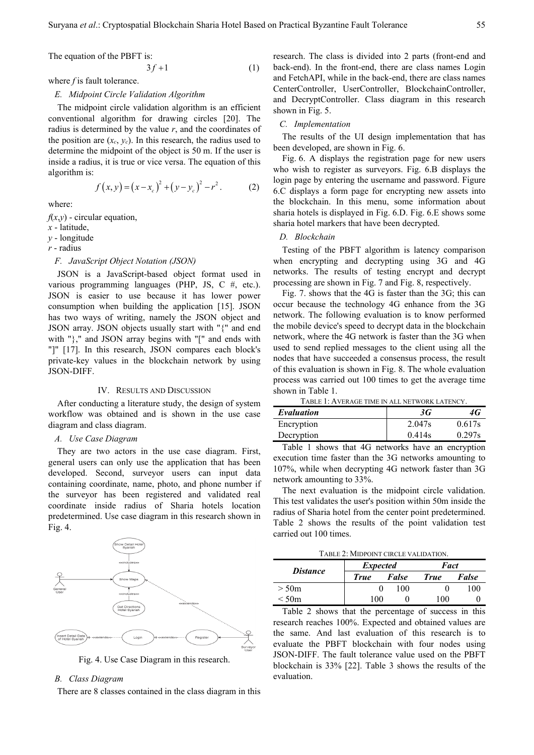The equation of the PBFT is:

$$3f+1 \tag{1}$$

where $f$ is fault tolerance.

### E. Midpoint Circle Validation Algorithm

The midpoint circle validation algorithm is an efficient conventional algorithm for drawing circles [20]. The radius is determined by the value $r$, and the coordinates of the position are $(x_c, y_c)$. In this research, the radius used to determine the midpoint of the object is 50 m. If the user is inside a radius, it is true or vice versa. The equation of this algorithm is:

$$f(x,y)=(x-x_c)^2+(y-y_c)^2-r^2. \tag{2}$$

where:

$f(x,y)$ - circular equation,
$x$ - latitude,
$y$ - longitude
$r$ - radius

### F. JavaScript Object Notation (JSON)

JSON is a JavaScript-based object format used in various programming languages (PHP, JS, C #, etc.). JSON is easier to use because it has lower power consumption when building the application [15]. JSON has two ways of writing, namely the JSON object and JSON array. JSON objects usually start with "{" and end with "}," and JSON array begins with "[" and ends with "]" [17]. In this research, JSON compares each block's private-key values in the blockchain network by using JSON-DIFF.

## IV. Results and Discussion

After conducting a literature study, the design of system workflow was obtained and is shown in the use case diagram and class diagram.

### A. Use Case Diagram

They are two actors in the use case diagram. First, general users can only use the application that has been developed. Second, surveyor users can input data containing coordinate, name, photo, and phone number if the surveyor has been registered and validated real coordinate inside radius of Sharia hotels location predetermined. Use case diagram in this research shown in Fig. 4.

Fig. 4. Use Case Diagram in this research.

### B. Class Diagram

There are 8 classes contained in the class diagram in this research. The class is divided into 2 parts (front-end and back-end). In the front-end, there are class names Login and FetchAPI, while in the back-end, there are class names CenterController, UserController, BlockchainController, and DecryptController. Class diagram in this research shown in Fig. 5.

### C. Implementation

The results of the UI design implementation that has been developed, are shown in Fig. 6.

Fig. 6. A displays the registration page for new users who wish to register as surveyors. Fig. 6.B displays the login page by entering the username and password. Figure 6.C displays a form page for encrypting new assets into the blockchain. In this menu, some information about sharia hotels is displayed in Fig. 6.D. Fig. 6.E shows some sharia hotel markers that have been decrypted.

### D. Blockchain

Testing of the PBFT algorithm is latency comparison when encrypting and decrypting using 3G and 4G networks. The results of testing encrypt and decrypt processing are shown in Fig. 7 and Fig. 8, respectively.

Fig. 7. shows that the 4G is faster than the 3G; this can occur because the technology 4G enhance from the 3G network. The following evaluation is to know performed the mobile device's speed to decrypt data in the blockchain network, where the 4G network is faster than the 3G when used to send replied messages to the client using all the nodes that have succeeded a consensus process, the result of this evaluation is shown in Fig. 8. The whole evaluation process was carried out 100 times to get the average time shown in Table 1.

Table 1: Average time in all network latency.

| *Evaluation* | *3G* | *4G* |
|---|---|---|
| Encryption | 2.047s | 0.617s |
| Decryption | 0.414s | 0.297s |

Table 1 shows that 4G networks have an encryption execution time faster than the 3G networks amounting to 107%, while when decrypting 4G network faster than 3G network amounting to 33%.

The next evaluation is the midpoint circle validation. This test validates the user's position within 50m inside the radius of Sharia hotel from the center point predetermined. Table 2 shows the results of the point validation test carried out 100 times.

Table 2: Midpoint circle validation.

| *Distance* | *Expected* | | *Fact* | |
|---|---|---|---|---|
| | *True* | *False* | *True* | *False* |
| > 50m | 0 | 100 | 0 | 100 |
| < 50m | 100 | 0 | 100 | 0 |

Table 2 shows that the percentage of success in this research reaches 100%. Expected and obtained values are the same. And last evaluation of this research is to evaluate the PBFT blockchain with four nodes using JSON-DIFF. The fault tolerance value used on the PBFT blockchain is 33% [22]. Table 3 shows the results of the evaluation.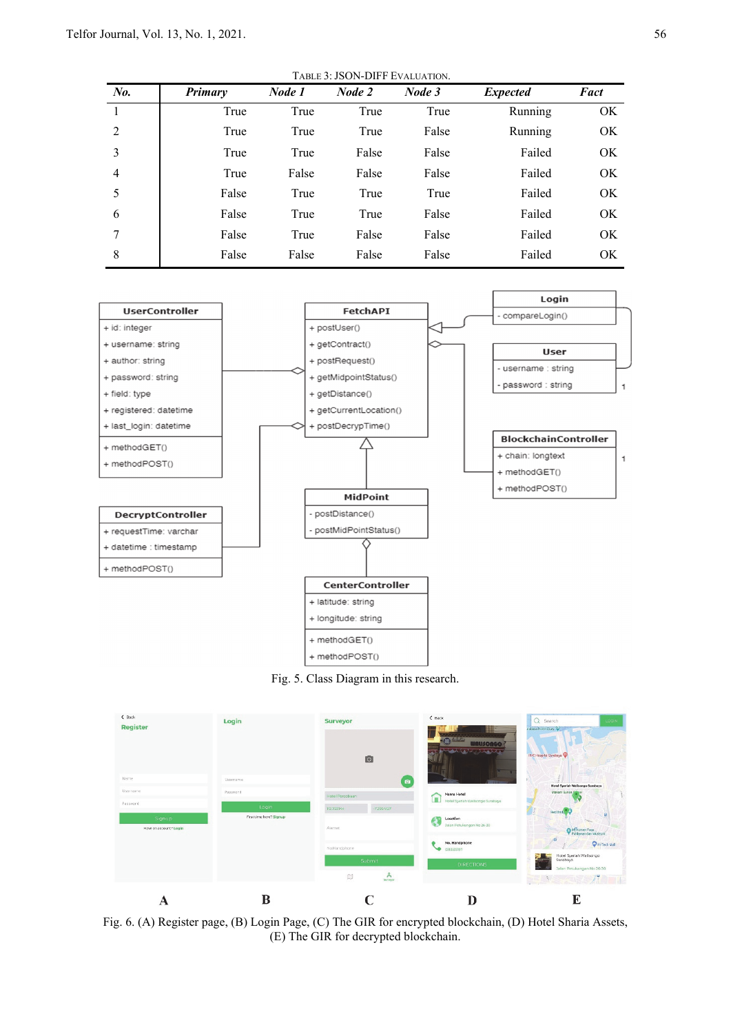TABLE 3: JSON-DIFF EVALUATION.

| No. | Primary | Node 1 | Node 2 | Node 3 | Expected | Fact |
|---|---|---|---|---|---|---|
| 1 | True | True | True | True | Running | OK |
| 2 | True | True | True | False | Running | OK |
| 3 | True | True | False | False | Failed | OK |
| 4 | True | False | False | False | Failed | OK |
| 5 | False | True | True | True | Failed | OK |
| 6 | False | True | True | False | Failed | OK |
| 7 | False | True | False | False | Failed | OK |
| 8 | False | False | False | False | Failed | OK |

Fig. 5. Class Diagram in this research.

Fig. 6. (A) Register page, (B) Login Page, (C) The GIR for encrypted blockchain, (D) Hotel Sharia Assets, (E) The GIR for decrypted blockchain.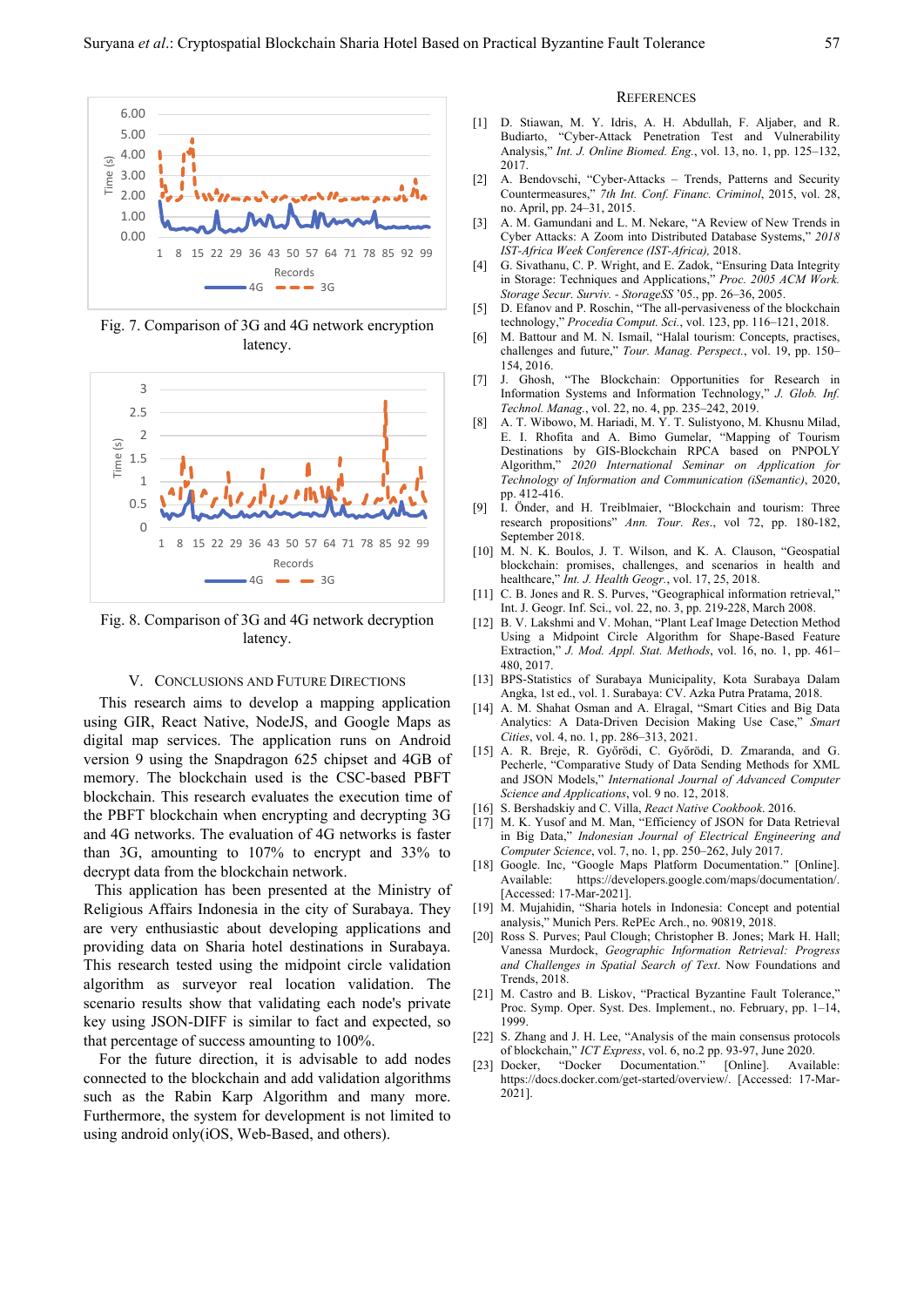6.00
5.00
4.00
3.00
2.00
1.00
0.00

Time (s)

1 8 15 22 29 36 43 50 57 64 71 78 85 92 99

Records

4G 3G

Fig. 7. Comparison of 3G and 4G network encryption latency.

3
2.5
2
1.5
1
0.5
0

Time (s)

1 8 15 22 29 36 43 50 57 64 71 78 85 92 99

Records

4G 3G

Fig. 8. Comparison of 3G and 4G network decryption latency.

## V. Conclusions and Future Directions

This research aims to develop a mapping application using GIR, React Native, NodeJS, and Google Maps as digital map services. The application runs on Android version 9 using the Snapdragon 625 chipset and 4GB of memory. The blockchain used is the CSC-based PBFT blockchain. This research evaluates the execution time of the PBFT blockchain when encrypting and decrypting 3G and 4G networks. The evaluation of 4G networks is faster than 3G, amounting to 107% to encrypt and 33% to decrypt data from the blockchain network.

This application has been presented at the Ministry of Religious Affairs Indonesia in the city of Surabaya. They are very enthusiastic about developing applications and providing data on Sharia hotel destinations in Surabaya. This research tested using the midpoint circle validation algorithm as surveyor real location validation. The scenario results show that validating each node's private key using JSON-DIFF is similar to fact and expected, so that percentage of success amounting to 100%.

For the future direction, it is advisable to add nodes connected to the blockchain and add validation algorithms such as the Rabin Karp Algorithm and many more. Furthermore, the system for development is not limited to using android only(iOS, Web-Based, and others).

## References

[1] D. Stiawan, M. Y. Idris, A. H. Abdullah, F. Aljaber, and R. Budiarto, "Cyber-Attack Penetration Test and Vulnerability Analysis," *Int. J. Online Biomed. Eng.*, vol. 13, no. 1, pp. 125–132, 2017.

[2] A. Bendovschi, "Cyber-Attacks – Trends, Patterns and Security Countermeasures," *7th Int. Conf. Financ. Criminol*, 2015, vol. 28, no. April, pp. 24–31, 2015.

[3] A. M. Gamundani and L. M. Nekare, "A Review of New Trends in Cyber Attacks: A Zoom into Distributed Database Systems," *2018 IST-Africa Week Conference (IST-Africa),* 2018.

[4] G. Sivathanu, C. P. Wright, and E. Zadok, "Ensuring Data Integrity in Storage: Techniques and Applications," *Proc. 2005 ACM Work. Storage Secur. Surviv. - StorageSS '05.*, pp. 26–36, 2005.

[5] D. Efanov and P. Roschin, "The all-pervasiveness of the blockchain technology," *Procedia Comput. Sci.*, vol. 123, pp. 116–121, 2018.

[6] M. Battour and M. N. Ismail, "Halal tourism: Concepts, practises, challenges and future," *Tour. Manag. Perspect.*, vol. 19, pp. 150–154, 2016.

[7] J. Ghosh, "The Blockchain: Opportunities for Research in Information Systems and Information Technology," *J. Glob. Inf. Technol. Manag.*, vol. 22, no. 4, pp. 235–242, 2019.

[8] A. T. Wibowo, M. Hariadi, M. Y. T. Sulistyono, M. Khusnu Milad, E. I. Rhofita and A. Bimo Gumelar, "Mapping of Tourism Destinations by GIS-Blockchain RPCA based on PNPOLY Algorithm," *2020 International Seminar on Application for Technology of Information and Communication (iSemantic)*, 2020, pp. 412-416.

[9] I. Önder, and H. Treiblmaier, "Blockchain and tourism: Three research propositions" *Ann. Tour. Res.*, vol 72, pp. 180-182, September 2018.

[10] M. N. K. Boulos, J. T. Wilson, and K. A. Clauson, "Geospatial blockchain: promises, challenges, and scenarios in health and healthcare," *Int. J. Health Geogr.*, vol. 17, 25, 2018.

[11] C. B. Jones and R. S. Purves, "Geographical information retrieval," Int. J. Geogr. Inf. Sci., vol. 22, no. 3, pp. 219-228, March 2008.

[12] B. V. Lakshmi and V. Mohan, "Plant Leaf Image Detection Method Using a Midpoint Circle Algorithm for Shape-Based Feature Extraction," *J. Mod. Appl. Stat. Methods*, vol. 16, no. 1, pp. 461–480, 2017.

[13] BPS-Statistics of Surabaya Municipality, Kota Surabaya Dalam Angka, 1st ed., vol. 1. Surabaya: CV. Azka Putra Pratama, 2018.

[14] A. M. Shahat Osman and A. Elragal, "Smart Cities and Big Data Analytics: A Data-Driven Decision Making Use Case," *Smart Cities*, vol. 4, no. 1, pp. 286–313, 2021.

[15] A. R. Breje, R. Győrödi, C. Győrödi, D. Zmaranda, and G. Pecherle, "Comparative Study of Data Sending Methods for XML and JSON Models," *International Journal of Advanced Computer Science and Applications*, vol. 9 no. 12, 2018.

[16] S. Bershadskiy and C. Villa, *React Native Cookbook*. 2016.

[17] M. K. Yusof and M. Man, "Efficiency of JSON for Data Retrieval in Big Data," *Indonesian Journal of Electrical Engineering and Computer Science*, vol. 7, no. 1, pp. 250–262, July 2017.

[18] Google. Inc, "Google Maps Platform Documentation." [Online]. Available: https://developers.google.com/maps/documentation/. [Accessed: 17-Mar-2021].

[19] M. Mujahidin, "Sharia hotels in Indonesia: Concept and potential analysis," Munich Pers. RePEc Arch., no. 90819, 2018.

[20] Ross S. Purves; Paul Clough; Christopher B. Jones; Mark H. Hall; Vanessa Murdock, *Geographic Information Retrieval: Progress and Challenges in Spatial Search of Text.* Now Foundations and Trends, 2018.

[21] M. Castro and B. Liskov, "Practical Byzantine Fault Tolerance," Proc. Symp. Oper. Syst. Des. Implement., no. February, pp. 1–14, 1999.

[22] S. Zhang and J. H. Lee, "Analysis of the main consensus protocols of blockchain," *ICT Express*, vol. 6, no.2 pp. 93-97, June 2020.

[23] Docker, "Docker Documentation." [Online]. Available: https://docs.docker.com/get-started/overview/. [Accessed: 17-Mar-2021].